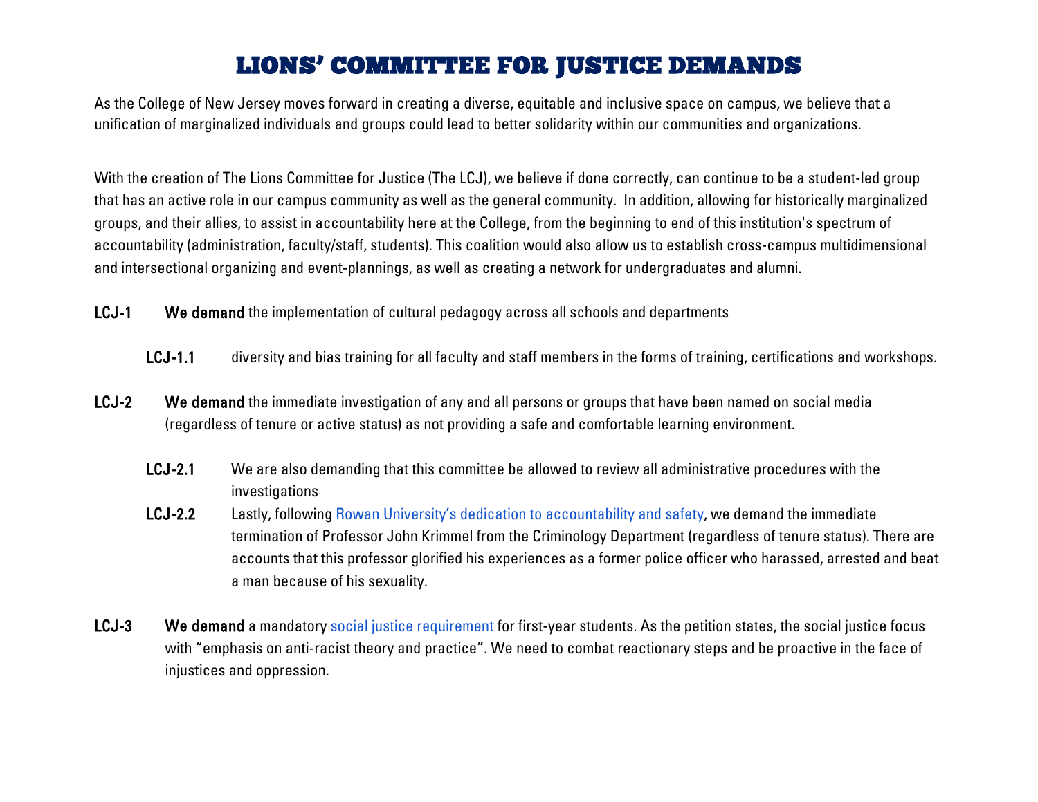# LIONS' COMMITTEE FOR JUSTICE DEMANDS

As the College of New Jersey moves forward in creating a diverse, equitable and inclusive space on campus, we believe that a unification of marginalized individuals and groups could lead to better solidarity within our communities and organizations.

With the creation of The Lions Committee for Justice (The LCJ), we believe if done correctly, can continue to be a student-led group that has an active role in our campus community as well as the general community. In addition, allowing for historically marginalized groups, and their allies, to assist in accountability here at the College, from the beginning to end of this institution's spectrum of accountability (administration, faculty/staff, students). This coalition would also allow us to establish cross-campus multidimensional and intersectional organizing and event-plannings, as well as creating a network for undergraduates and alumni.

**LCJ-1** **We demand** the implementation of cultural pedagogy across all schools and departments

- **LCJ-1.1** diversity and bias training for all faculty and staff members in the forms of training, certifications and workshops.

**LCJ-2** **We demand** the immediate investigation of any and all persons or groups that have been named on social media (regardless of tenure or active status) as not providing a safe and comfortable learning environment.

- **LCJ-2.1** We are also demanding that this committee be allowed to review all administrative procedures with the investigations
- **LCJ-2.2** Lastly, following Rowan University's dedication to accountability and safety, we demand the immediate termination of Professor John Krimmel from the Criminology Department (regardless of tenure status). There are accounts that this professor glorified his experiences as a former police officer who harassed, arrested and beat a man because of his sexuality.

**LCJ-3** **We demand** a mandatory social justice requirement for first-year students. As the petition states, the social justice focus with "emphasis on anti-racist theory and practice". We need to combat reactionary steps and be proactive in the face of injustices and oppression.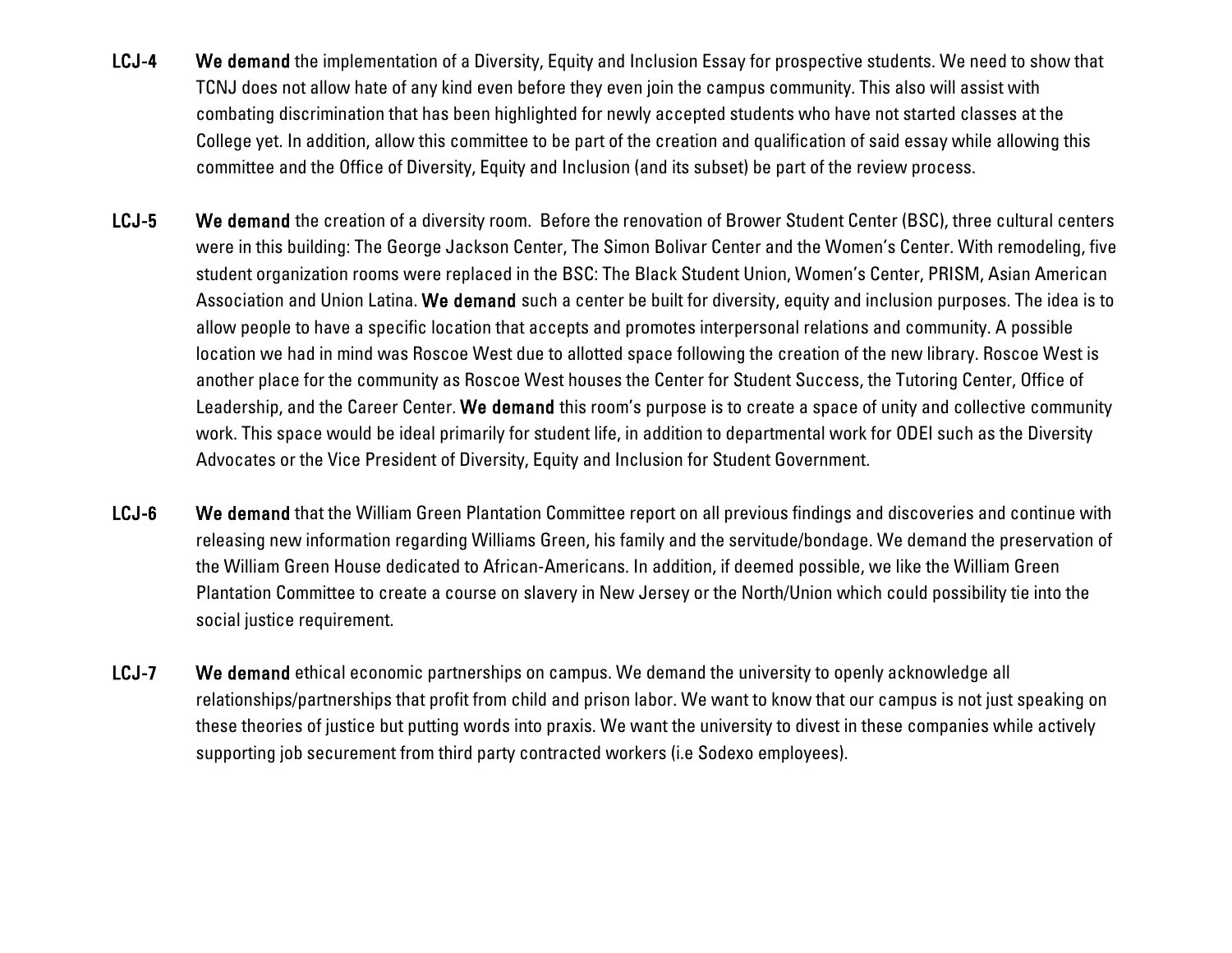**LCJ-4** **We demand** the implementation of a Diversity, Equity and Inclusion Essay for prospective students. We need to show that TCNJ does not allow hate of any kind even before they even join the campus community. This also will assist with combating discrimination that has been highlighted for newly accepted students who have not started classes at the College yet. In addition, allow this committee to be part of the creation and qualification of said essay while allowing this committee and the Office of Diversity, Equity and Inclusion (and its subset) be part of the review process.

**LCJ-5** **We demand** the creation of a diversity room. Before the renovation of Brower Student Center (BSC), three cultural centers were in this building: The George Jackson Center, The Simon Bolivar Center and the Women's Center. With remodeling, five student organization rooms were replaced in the BSC: The Black Student Union, Women's Center, PRISM, Asian American Association and Union Latina. **We demand** such a center be built for diversity, equity and inclusion purposes. The idea is to allow people to have a specific location that accepts and promotes interpersonal relations and community. A possible location we had in mind was Roscoe West due to allotted space following the creation of the new library. Roscoe West is another place for the community as Roscoe West houses the Center for Student Success, the Tutoring Center, Office of Leadership, and the Career Center. **We demand** this room's purpose is to create a space of unity and collective community work. This space would be ideal primarily for student life, in addition to departmental work for ODEI such as the Diversity Advocates or the Vice President of Diversity, Equity and Inclusion for Student Government.

**LCJ-6** **We demand** that the William Green Plantation Committee report on all previous findings and discoveries and continue with releasing new information regarding Williams Green, his family and the servitude/bondage. We demand the preservation of the William Green House dedicated to African-Americans. In addition, if deemed possible, we like the William Green Plantation Committee to create a course on slavery in New Jersey or the North/Union which could possibility tie into the social justice requirement.

**LCJ-7** **We demand** ethical economic partnerships on campus. We demand the university to openly acknowledge all relationships/partnerships that profit from child and prison labor. We want to know that our campus is not just speaking on these theories of justice but putting words into praxis. We want the university to divest in these companies while actively supporting job securement from third party contracted workers (i.e Sodexo employees).